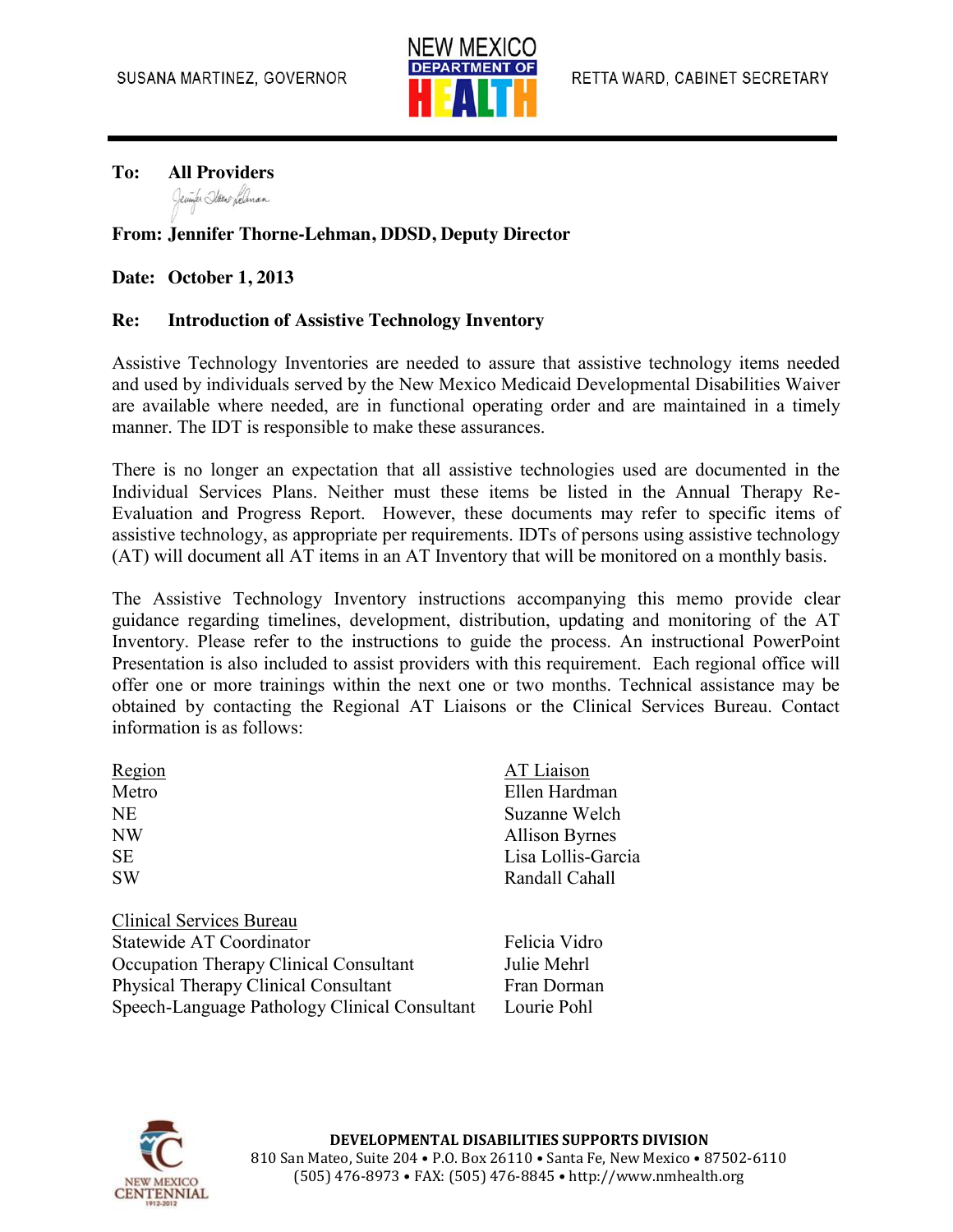SUSANA MARTINEZ, GOVERNOR

NEW MEXICO DEPARTMENT OF HEALTH

RETTA WARD, CABINET SECRETARY

**To: All Providers**

**From: Jennifer Thorne-Lehman, DDSD, Deputy Director**

**Date: October 1, 2013**

**Re: Introduction of Assistive Technology Inventory**

Assistive Technology Inventories are needed to assure that assistive technology items needed and used by individuals served by the New Mexico Medicaid Developmental Disabilities Waiver are available where needed, are in functional operating order and are maintained in a timely manner. The IDT is responsible to make these assurances.

There is no longer an expectation that all assistive technologies used are documented in the Individual Services Plans. Neither must these items be listed in the Annual Therapy Re-Evaluation and Progress Report. However, these documents may refer to specific items of assistive technology, as appropriate per requirements. IDTs of persons using assistive technology (AT) will document all AT items in an AT Inventory that will be monitored on a monthly basis.

The Assistive Technology Inventory instructions accompanying this memo provide clear guidance regarding timelines, development, distribution, updating and monitoring of the AT Inventory. Please refer to the instructions to guide the process. An instructional PowerPoint Presentation is also included to assist providers with this requirement. Each regional office will offer one or more trainings within the next one or two months. Technical assistance may be obtained by contacting the Regional AT Liaisons or the Clinical Services Bureau. Contact information is as follows:

| Region | AT Liaison |
|---|---|
| Metro | Ellen Hardman |
| NE | Suzanne Welch |
| NW | Allison Byrnes |
| SE | Lisa Lollis-Garcia |
| SW | Randall Cahall |

| Clinical Services Bureau | |
|---|---|
| Statewide AT Coordinator | Felicia Vidro |
| Occupation Therapy Clinical Consultant | Julie Mehrl |
| Physical Therapy Clinical Consultant | Fran Dorman |
| Speech-Language Pathology Clinical Consultant | Lourie Pohl |

**DEVELOPMENTAL DISABILITIES SUPPORTS DIVISION**
810 San Mateo, Suite 204 • P.O. Box 26110 • Santa Fe, New Mexico • 87502-6110
(505) 476-8973 • FAX: (505) 476-8845 • http://www.nmhealth.org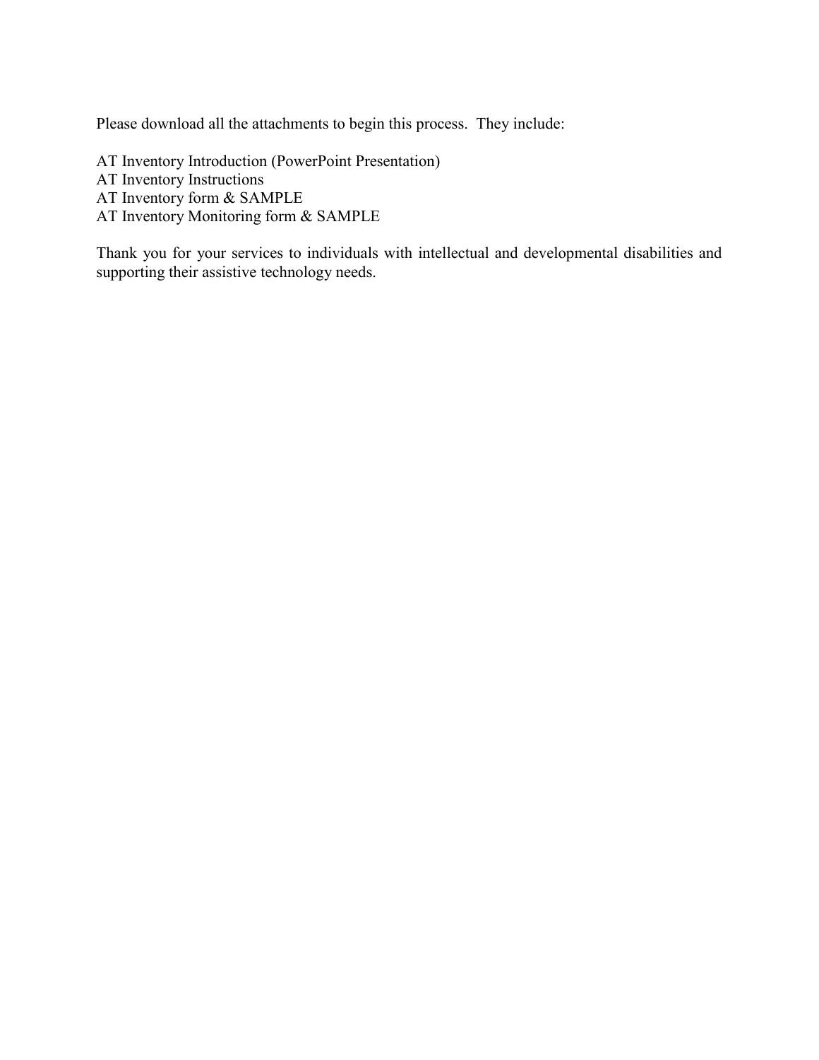Please download all the attachments to begin this process. They include:

AT Inventory Introduction (PowerPoint Presentation)
AT Inventory Instructions
AT Inventory form & SAMPLE
AT Inventory Monitoring form & SAMPLE

Thank you for your services to individuals with intellectual and developmental disabilities and supporting their assistive technology needs.